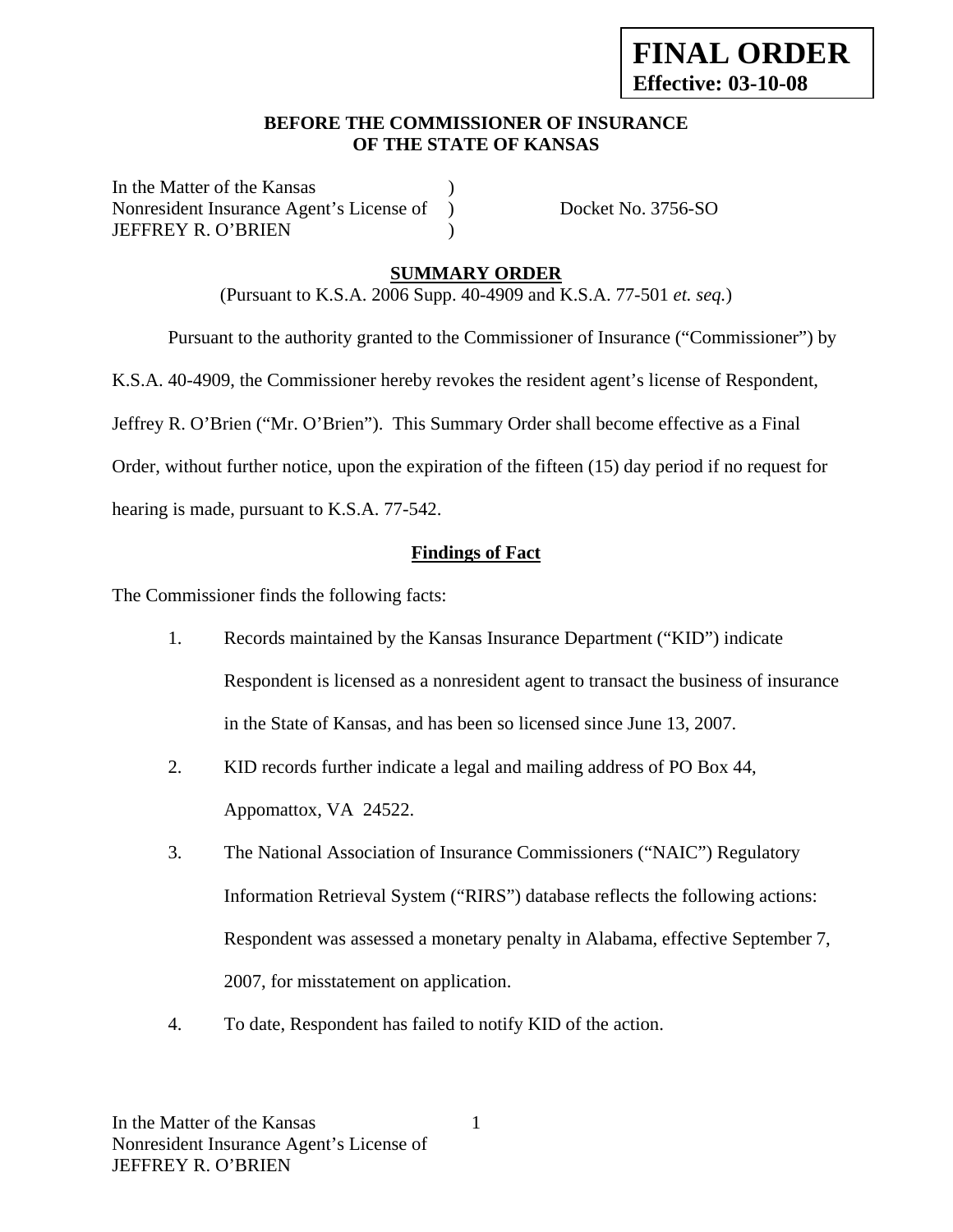**FINAL ORDER**
**Effective: 03-10-08**

**BEFORE THE COMMISSIONER OF INSURANCE**
**OF THE STATE OF KANSAS**

| | | |
|---|---|---|
| In the Matter of the Kansas<br>Nonresident Insurance Agent's License of<br>JEFFREY R. O'BRIEN | )<br>)<br>) | Docket No. 3756-SO |

## SUMMARY ORDER

(Pursuant to K.S.A. 2006 Supp. 40-4909 and K.S.A. 77-501 *et. seq.*)

Pursuant to the authority granted to the Commissioner of Insurance ("Commissioner") by K.S.A. 40-4909, the Commissioner hereby revokes the resident agent's license of Respondent, Jeffrey R. O'Brien ("Mr. O'Brien"). This Summary Order shall become effective as a Final Order, without further notice, upon the expiration of the fifteen (15) day period if no request for hearing is made, pursuant to K.S.A. 77-542.

### Findings of Fact

The Commissioner finds the following facts:

1. Records maintained by the Kansas Insurance Department ("KID") indicate Respondent is licensed as a nonresident agent to transact the business of insurance in the State of Kansas, and has been so licensed since June 13, 2007.

2. KID records further indicate a legal and mailing address of PO Box 44, Appomattox, VA 24522.

3. The National Association of Insurance Commissioners ("NAIC") Regulatory Information Retrieval System ("RIRS") database reflects the following actions: Respondent was assessed a monetary penalty in Alabama, effective September 7, 2007, for misstatement on application.

4. To date, Respondent has failed to notify KID of the action.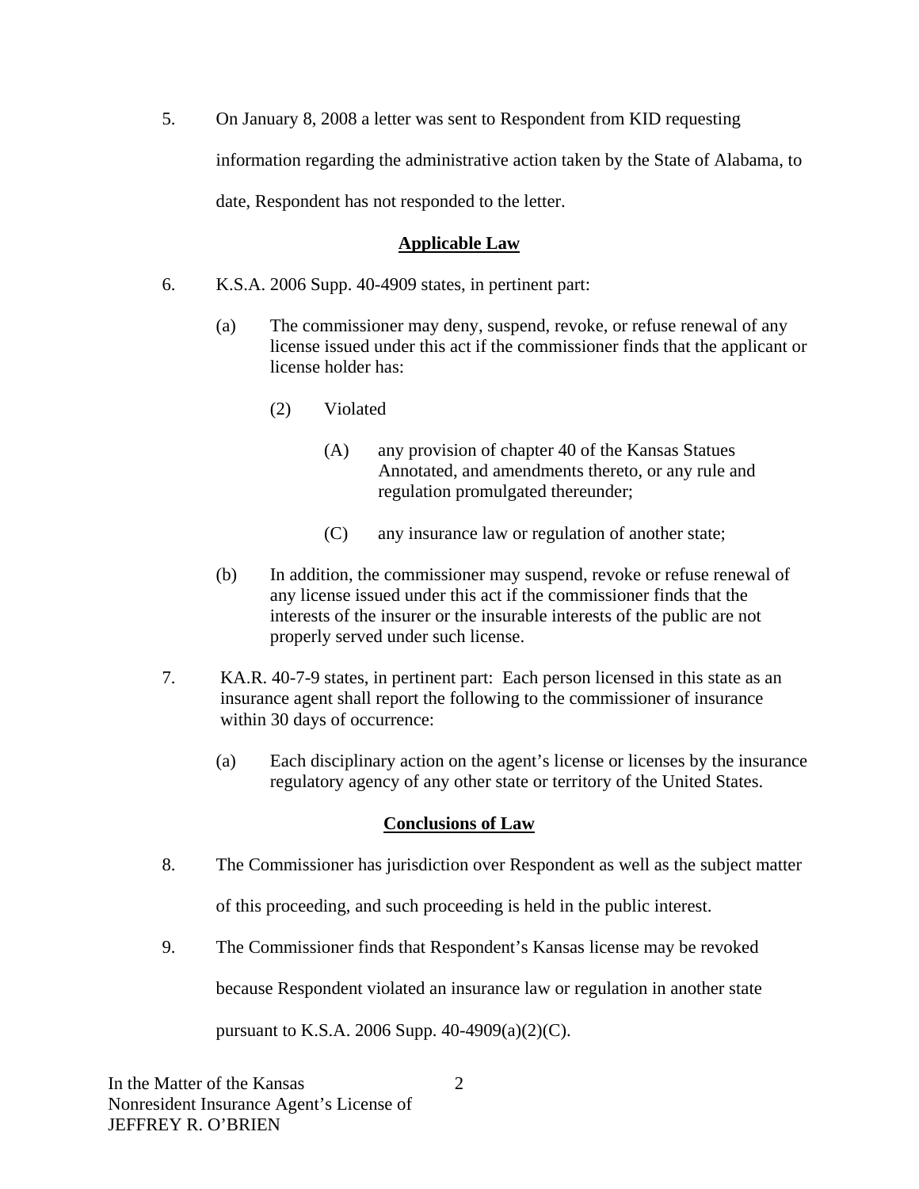5. On January 8, 2008 a letter was sent to Respondent from KID requesting information regarding the administrative action taken by the State of Alabama, to date, Respondent has not responded to the letter.

## Applicable Law

6. K.S.A. 2006 Supp. 40-4909 states, in pertinent part:

   (a) The commissioner may deny, suspend, revoke, or refuse renewal of any license issued under this act if the commissioner finds that the applicant or license holder has:

      (2) Violated

         (A) any provision of chapter 40 of the Kansas Statues Annotated, and amendments thereto, or any rule and regulation promulgated thereunder;

         (C) any insurance law or regulation of another state;

   (b) In addition, the commissioner may suspend, revoke or refuse renewal of any license issued under this act if the commissioner finds that the interests of the insurer or the insurable interests of the public are not properly served under such license.

7. KA.R. 40-7-9 states, in pertinent part: Each person licensed in this state as an insurance agent shall report the following to the commissioner of insurance within 30 days of occurrence:

   (a) Each disciplinary action on the agent's license or licenses by the insurance regulatory agency of any other state or territory of the United States.

## Conclusions of Law

8. The Commissioner has jurisdiction over Respondent as well as the subject matter of this proceeding, and such proceeding is held in the public interest.

9. The Commissioner finds that Respondent's Kansas license may be revoked because Respondent violated an insurance law or regulation in another state pursuant to K.S.A. 2006 Supp. 40-4909(a)(2)(C).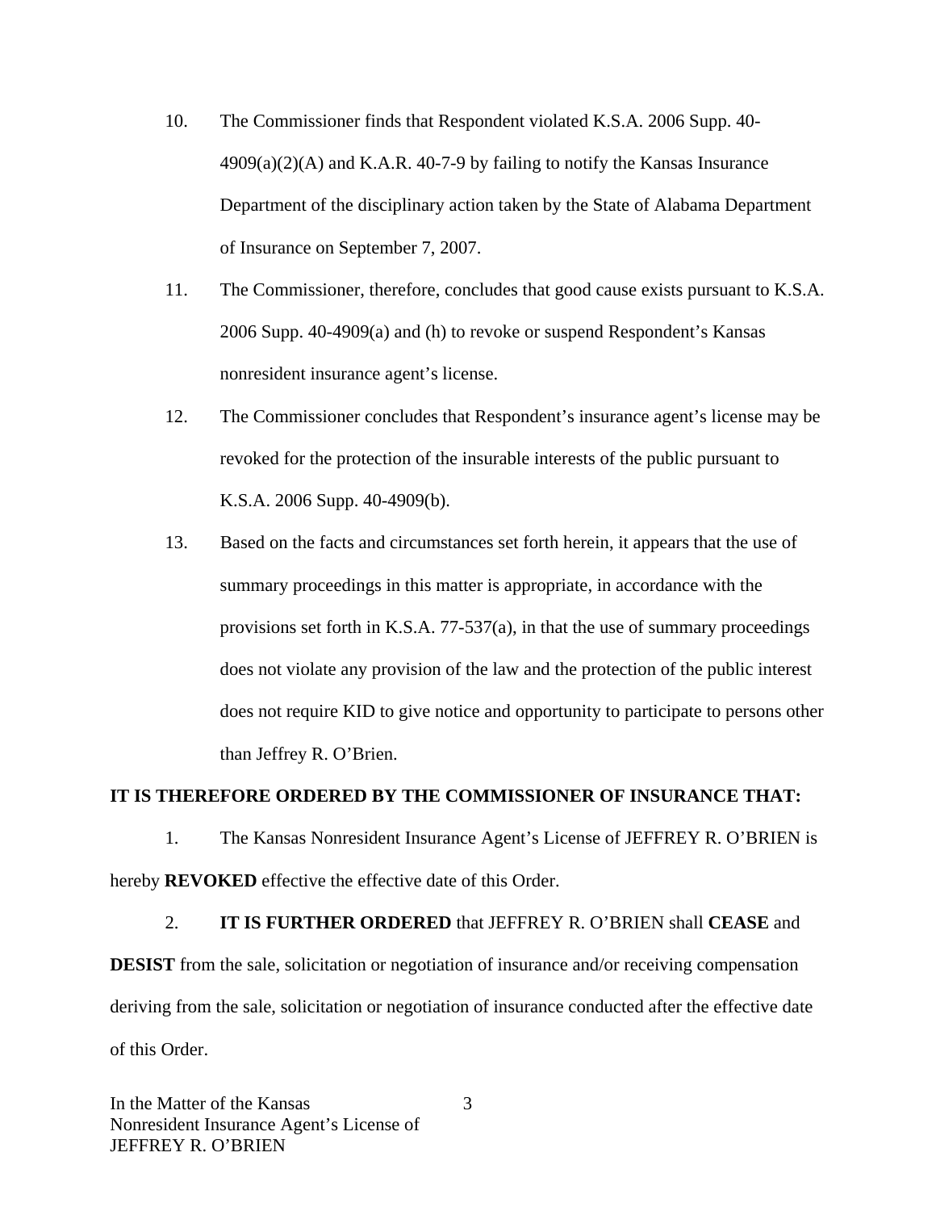10. The Commissioner finds that Respondent violated K.S.A. 2006 Supp. 40-4909(a)(2)(A) and K.A.R. 40-7-9 by failing to notify the Kansas Insurance Department of the disciplinary action taken by the State of Alabama Department of Insurance on September 7, 2007.

11. The Commissioner, therefore, concludes that good cause exists pursuant to K.S.A. 2006 Supp. 40-4909(a) and (h) to revoke or suspend Respondent's Kansas nonresident insurance agent's license.

12. The Commissioner concludes that Respondent's insurance agent's license may be revoked for the protection of the insurable interests of the public pursuant to K.S.A. 2006 Supp. 40-4909(b).

13. Based on the facts and circumstances set forth herein, it appears that the use of summary proceedings in this matter is appropriate, in accordance with the provisions set forth in K.S.A. 77-537(a), in that the use of summary proceedings does not violate any provision of the law and the protection of the public interest does not require KID to give notice and opportunity to participate to persons other than Jeffrey R. O'Brien.

**IT IS THEREFORE ORDERED BY THE COMMISSIONER OF INSURANCE THAT:**

1. The Kansas Nonresident Insurance Agent's License of JEFFREY R. O'BRIEN is hereby **REVOKED** effective the effective date of this Order.

2. **IT IS FURTHER ORDERED** that JEFFREY R. O'BRIEN shall **CEASE** and **DESIST** from the sale, solicitation or negotiation of insurance and/or receiving compensation deriving from the sale, solicitation or negotiation of insurance conducted after the effective date of this Order.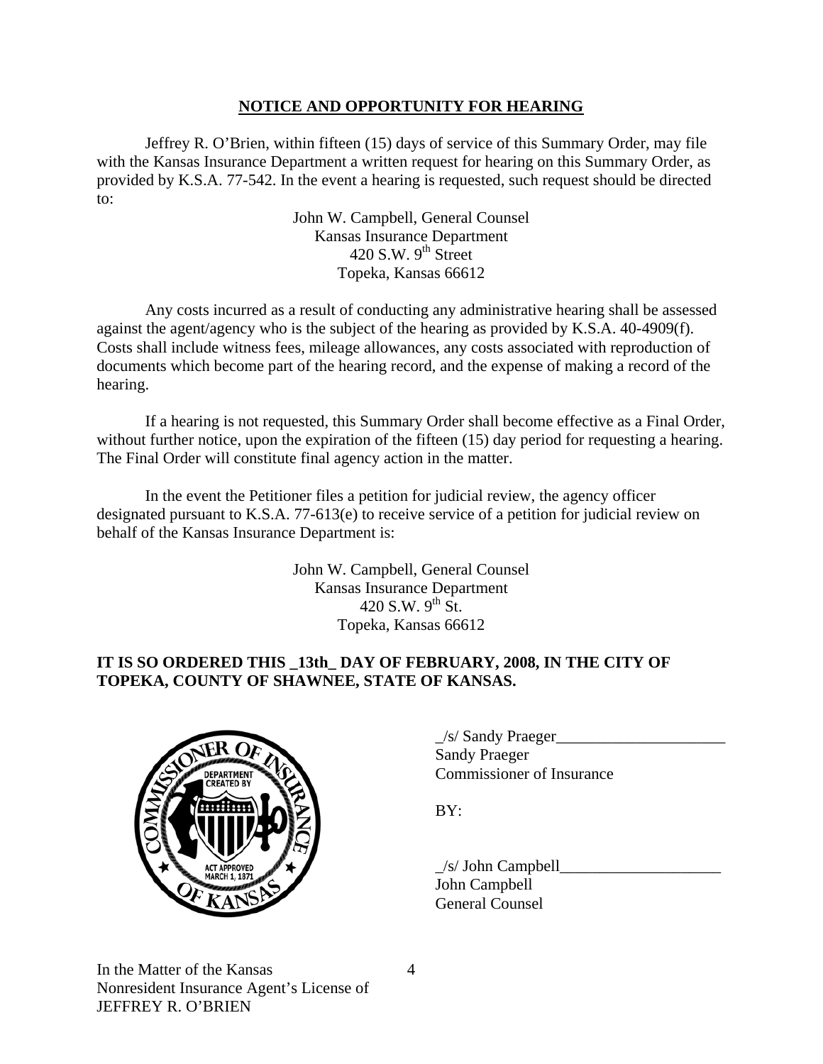## NOTICE AND OPPORTUNITY FOR HEARING

Jeffrey R. O'Brien, within fifteen (15) days of service of this Summary Order, may file with the Kansas Insurance Department a written request for hearing on this Summary Order, as provided by K.S.A. 77-542. In the event a hearing is requested, such request should be directed to:

John W. Campbell, General Counsel
Kansas Insurance Department
420 S.W. 9th Street
Topeka, Kansas 66612

Any costs incurred as a result of conducting any administrative hearing shall be assessed against the agent/agency who is the subject of the hearing as provided by K.S.A. 40-4909(f). Costs shall include witness fees, mileage allowances, any costs associated with reproduction of documents which become part of the hearing record, and the expense of making a record of the hearing.

If a hearing is not requested, this Summary Order shall become effective as a Final Order, without further notice, upon the expiration of the fifteen (15) day period for requesting a hearing. The Final Order will constitute final agency action in the matter.

In the event the Petitioner files a petition for judicial review, the agency officer designated pursuant to K.S.A. 77-613(e) to receive service of a petition for judicial review on behalf of the Kansas Insurance Department is:

John W. Campbell, General Counsel
Kansas Insurance Department
420 S.W. 9th St.
Topeka, Kansas 66612

**IT IS SO ORDERED THIS _13th_ DAY OF FEBRUARY, 2008, IN THE CITY OF TOPEKA, COUNTY OF SHAWNEE, STATE OF KANSAS.**

_/s/ Sandy Praeger_____________________
Sandy Praeger
Commissioner of Insurance

BY:

_/s/ John Campbell____________________
John Campbell
General Counsel

In the Matter of the Kansas
Nonresident Insurance Agent's License of
JEFFREY R. O'BRIEN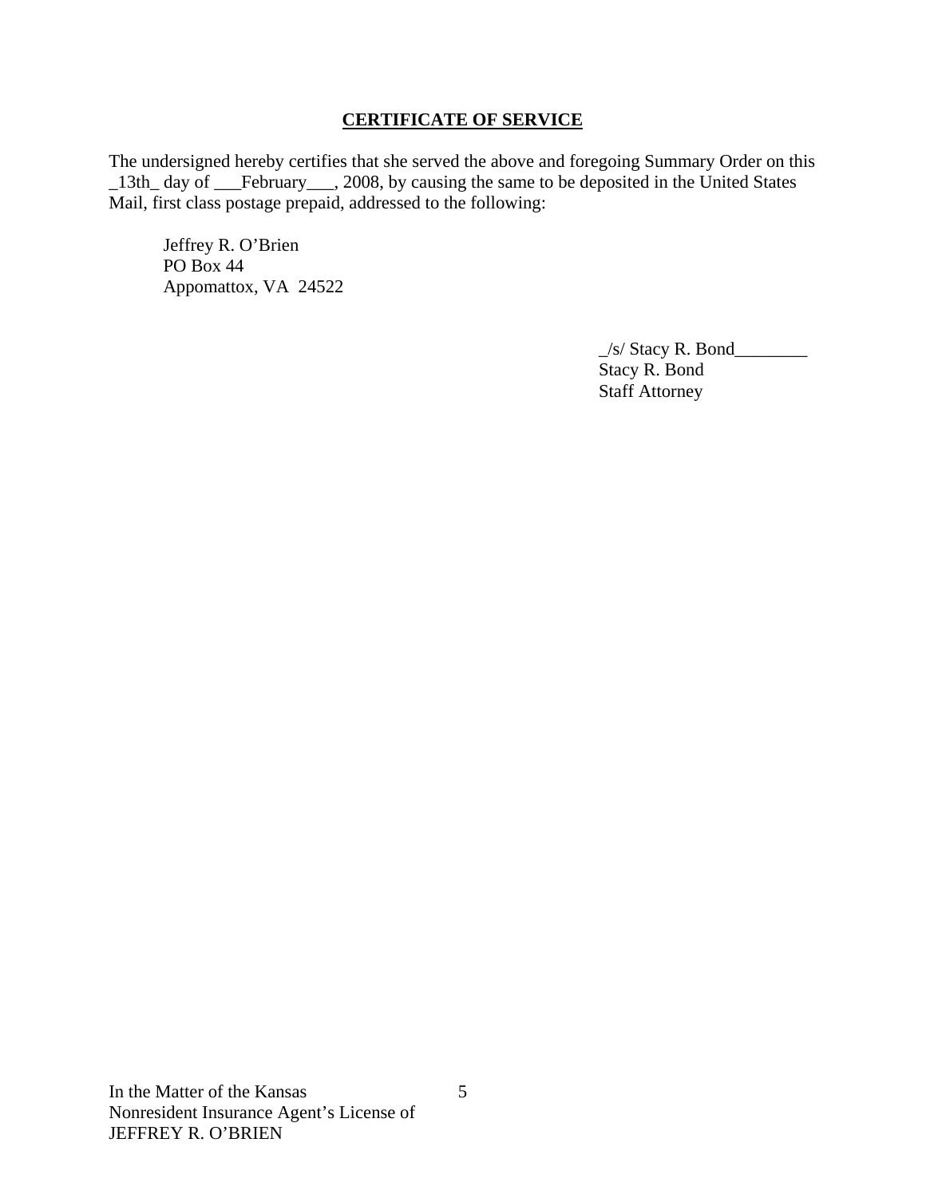**CERTIFICATE OF SERVICE**

The undersigned hereby certifies that she served the above and foregoing Summary Order on this _13th_ day of ___February___, 2008, by causing the same to be deposited in the United States Mail, first class postage prepaid, addressed to the following:

Jeffrey R. O'Brien
PO Box 44
Appomattox, VA 24522

_/s/ Stacy R. Bond________
Stacy R. Bond
Staff Attorney